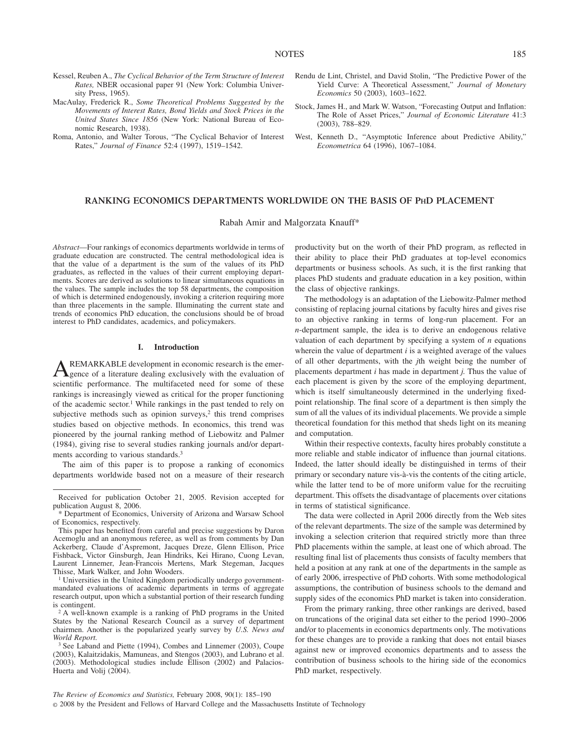Kessel, Reuben A., *The Cyclical Behavior of the Term Structure of Interest Rates,* NBER occasional paper 91 (New York: Columbia University Press, 1965).

MacAulay, Frederick R., *Some Theoretical Problems Suggested by the Movements of Interest Rates, Bond Yields and Stock Prices in the United States Since 1856* (New York: National Bureau of Economic Research, 1938).

Roma, Antonio, and Walter Torous, "The Cyclical Behavior of Interest Rates," *Journal of Finance* 52:4 (1997), 1519–1542.

Rendu de Lint, Christel, and David Stolin, "The Predictive Power of the Yield Curve: A Theoretical Assessment," *Journal of Monetary Economics* 50 (2003), 1603–1622.

Stock, James H., and Mark W. Watson, "Forecasting Output and Inflation: The Role of Asset Prices," *Journal of Economic Literature* 41:3 (2003), 788–829.

West, Kenneth D., "Asymptotic Inference about Predictive Ability," *Econometrica* 64 (1996), 1067–1084.

# RANKING ECONOMICS DEPARTMENTS WORLDWIDE ON THE BASIS OF PHD PLACEMENT

Rabah Amir and Malgorzata Knauff*

*Abstract*—Four rankings of economics departments worldwide in terms of graduate education are constructed. The central methodological idea is that the value of a department is the sum of the values of its PhD graduates, as reflected in the values of their current employing departments. Scores are derived as solutions to linear simultaneous equations in the values. The sample includes the top 58 departments, the composition of which is determined endogenously, invoking a criterion requiring more than three placements in the sample. Illuminating the current state and trends of economics PhD education, the conclusions should be of broad interest to PhD candidates, academics, and policymakers.

## I. Introduction

A REMARKABLE development in economic research is the emergence of a literature dealing exclusively with the evaluation of scientific performance. The multifaceted need for some of these rankings is increasingly viewed as critical for the proper functioning of the academic sector.[1] While rankings in the past tended to rely on subjective methods such as opinion surveys,[2] this trend comprises studies based on objective methods. In economics, this trend was pioneered by the journal ranking method of Liebowitz and Palmer (1984), giving rise to several studies ranking journals and/or departments according to various standards.[3]

The aim of this paper is to propose a ranking of economics departments worldwide based not on a measure of their research productivity but on the worth of their PhD program, as reflected in their ability to place their PhD graduates at top-level economics departments or business schools. As such, it is the first ranking that places PhD students and graduate education in a key position, within the class of objective rankings.

The methodology is an adaptation of the Liebowitz-Palmer method consisting of replacing journal citations by faculty hires and gives rise to an objective ranking in terms of long-run placement. For an $n$-department sample, the idea is to derive an endogenous relative valuation of each department by specifying a system of $n$ equations wherein the value of department $i$ is a weighted average of the values of all other departments, with the $j$th weight being the number of placements department $i$ has made in department $j$. Thus the value of each placement is given by the score of the employing department, which is itself simultaneously determined in the underlying fixed-point relationship. The final score of a department is then simply the sum of all the values of its individual placements. We provide a simple theoretical foundation for this method that sheds light on its meaning and computation.

Within their respective contexts, faculty hires probably constitute a more reliable and stable indicator of influence than journal citations. Indeed, the latter should ideally be distinguished in terms of their primary or secondary nature vis-à-vis the contents of the citing article, while the latter tend to be of more uniform value for the recruiting department. This offsets the disadvantage of placements over citations in terms of statistical significance.

The data were collected in April 2006 directly from the Web sites of the relevant departments. The size of the sample was determined by invoking a selection criterion that required strictly more than three PhD placements within the sample, at least one of which abroad. The resulting final list of placements thus consists of faculty members that held a position at any rank at one of the departments in the sample as of early 2006, irrespective of PhD cohorts. With some methodological assumptions, the contribution of business schools to the demand and supply sides of the economics PhD market is taken into consideration.

From the primary ranking, three other rankings are derived, based on truncations of the original data set either to the period 1990–2006 and/or to placements in economics departments only. The motivations for these changes are to provide a ranking that does not entail biases against new or improved economics departments and to assess the contribution of business schools to the hiring side of the economics PhD market, respectively.

---

Received for publication October 21, 2005. Revision accepted for publication August 8, 2006.

* Department of Economics, University of Arizona and Warsaw School of Economics, respectively.

This paper has benefited from careful and precise suggestions by Daron Acemoglu and an anonymous referee, as well as from comments by Dan Ackerberg, Claude d'Aspremont, Jacques Dreze, Glenn Ellison, Price Fishback, Victor Ginsburgh, Jean Hindriks, Kei Hirano, Cuong Levan, Laurent Linnemer, Jean-Francois Mertens, Mark Stegeman, Jacques Thisse, Mark Walker, and John Wooders.

[1] Universities in the United Kingdom periodically undergo government-mandated evaluations of academic departments in terms of aggregate research output, upon which a substantial portion of their research funding is contingent.

[2] A well-known example is a ranking of PhD programs in the United States by the National Research Council as a survey of department chairmen. Another is the popularized yearly survey by *U.S. News and World Report.*

[3] See Laband and Piette (1994), Combes and Linnemer (2003), Coupe (2003), Kalaitzidakis, Mamuneas, and Stengos (2003), and Lubrano et al. (2003). Methodological studies include Ellison (2002) and Palacios-Huerta and Volij (2004).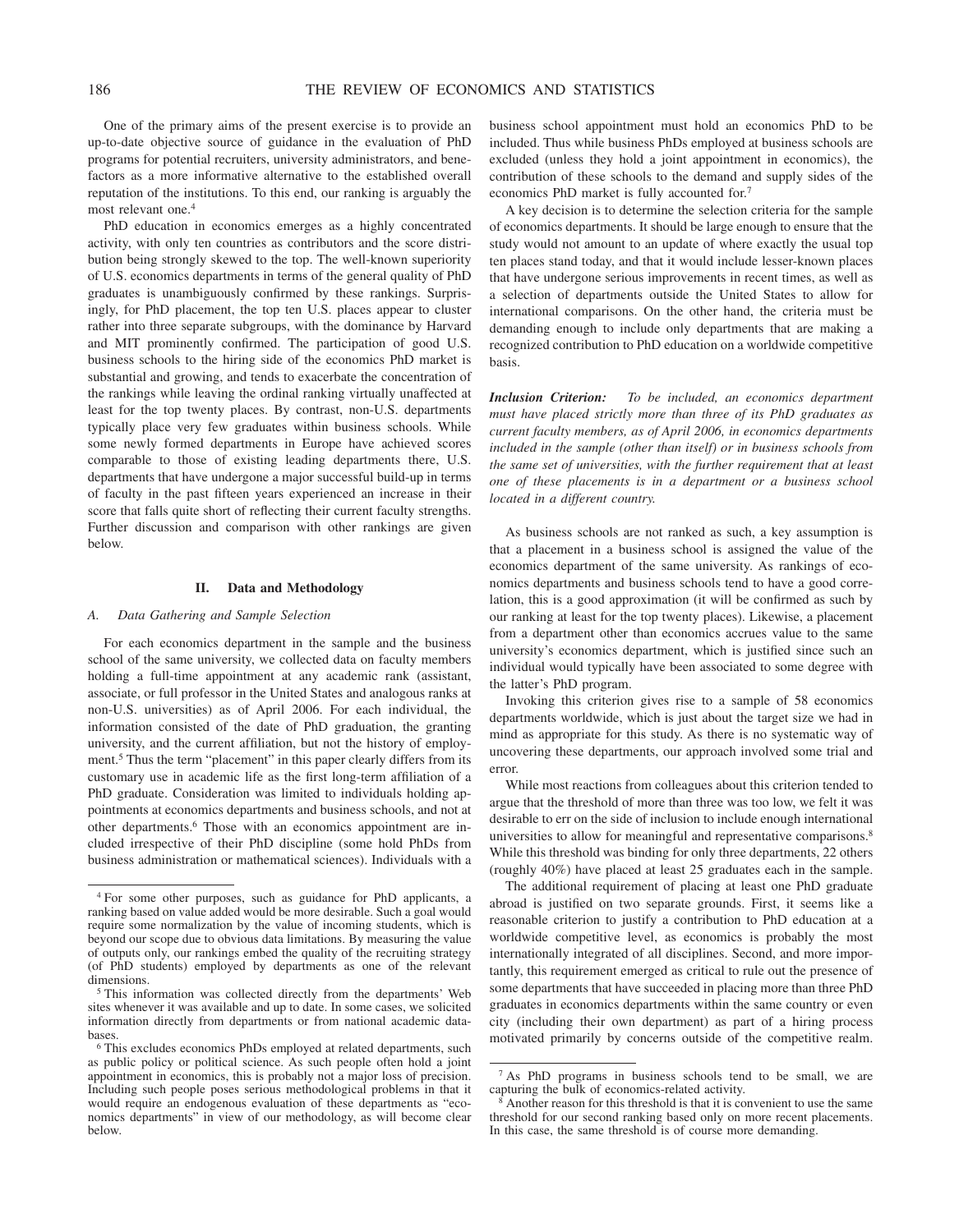One of the primary aims of the present exercise is to provide an up-to-date objective source of guidance in the evaluation of PhD programs for potential recruiters, university administrators, and benefactors as a more informative alternative to the established overall reputation of the institutions. To this end, our ranking is arguably the most relevant one.[4]

PhD education in economics emerges as a highly concentrated activity, with only ten countries as contributors and the score distribution being strongly skewed to the top. The well-known superiority of U.S. economics departments in terms of the general quality of PhD graduates is unambiguously confirmed by these rankings. Surprisingly, for PhD placement, the top ten U.S. places appear to cluster rather into three separate subgroups, with the dominance by Harvard and MIT prominently confirmed. The participation of good U.S. business schools to the hiring side of the economics PhD market is substantial and growing, and tends to exacerbate the concentration of the rankings while leaving the ordinal ranking virtually unaffected at least for the top twenty places. By contrast, non-U.S. departments typically place very few graduates within business schools. While some newly formed departments in Europe have achieved scores comparable to those of existing leading departments there, U.S. departments that have undergone a major successful build-up in terms of faculty in the past fifteen years experienced an increase in their score that falls quite short of reflecting their current faculty strengths. Further discussion and comparison with other rankings are given below.

## II. Data and Methodology

### A. Data Gathering and Sample Selection

For each economics department in the sample and the business school of the same university, we collected data on faculty members holding a full-time appointment at any academic rank (assistant, associate, or full professor in the United States and analogous ranks at non-U.S. universities) as of April 2006. For each individual, the information consisted of the date of PhD graduation, the granting university, and the current affiliation, but not the history of employment.[5] Thus the term "placement" in this paper clearly differs from its customary use in academic life as the first long-term affiliation of a PhD graduate. Consideration was limited to individuals holding appointments at economics departments and business schools, and not at other departments.[6] Those with an economics appointment are included irrespective of their PhD discipline (some hold PhDs from business administration or mathematical sciences). Individuals with a business school appointment must hold an economics PhD to be included. Thus while business PhDs employed at business schools are excluded (unless they hold a joint appointment in economics), the contribution of these schools to the demand and supply sides of the economics PhD market is fully accounted for.[7]

A key decision is to determine the selection criteria for the sample of economics departments. It should be large enough to ensure that the study would not amount to an update of where exactly the usual top ten places stand today, and that it would include lesser-known places that have undergone serious improvements in recent times, as well as a selection of departments outside the United States to allow for international comparisons. On the other hand, the criteria must be demanding enough to include only departments that are making a recognized contribution to PhD education on a worldwide competitive basis.

***Inclusion Criterion:*** *To be included, an economics department must have placed strictly more than three of its PhD graduates as current faculty members, as of April 2006, in economics departments included in the sample (other than itself) or in business schools from the same set of universities, with the further requirement that at least one of these placements is in a department or a business school located in a different country.*

As business schools are not ranked as such, a key assumption is that a placement in a business school is assigned the value of the economics department of the same university. As rankings of economics departments and business schools tend to have a good correlation, this is a good approximation (it will be confirmed as such by our ranking at least for the top twenty places). Likewise, a placement from a department other than economics accrues value to the same university's economics department, which is justified since such an individual would typically have been associated to some degree with the latter's PhD program.

Invoking this criterion gives rise to a sample of 58 economics departments worldwide, which is just about the target size we had in mind as appropriate for this study. As there is no systematic way of uncovering these departments, our approach involved some trial and error.

While most reactions from colleagues about this criterion tended to argue that the threshold of more than three was too low, we felt it was desirable to err on the side of inclusion to include enough international universities to allow for meaningful and representative comparisons.[8] While this threshold was binding for only three departments, 22 others (roughly 40%) have placed at least 25 graduates each in the sample.

The additional requirement of placing at least one PhD graduate abroad is justified on two separate grounds. First, it seems like a reasonable criterion to justify a contribution to PhD education at a worldwide competitive level, as economics is probably the most internationally integrated of all disciplines. Second, and more importantly, this requirement emerged as critical to rule out the presence of some departments that have succeeded in placing more than three PhD graduates in economics departments within the same country or even city (including their own department) as part of a hiring process motivated primarily by concerns outside of the competitive realm.

[4] For some other purposes, such as guidance for PhD applicants, a ranking based on value added would be more desirable. Such a goal would require some normalization by the value of incoming students, which is beyond our scope due to obvious data limitations. By measuring the value of outputs only, our rankings embed the quality of the recruiting strategy (of PhD students) employed by departments as one of the relevant dimensions.

[5] This information was collected directly from the departments' Web sites whenever it was available and up to date. In some cases, we solicited information directly from departments or from national academic databases.

[6] This excludes economics PhDs employed at related departments, such as public policy or political science. As such people often hold a joint appointment in economics, this is probably not a major loss of precision. Including such people poses serious methodological problems in that it would require an endogenous evaluation of these departments as "economics departments" in view of our methodology, as will become clear below.

[7] As PhD programs in business schools tend to be small, we are capturing the bulk of economics-related activity.

[8] Another reason for this threshold is that it is convenient to use the same threshold for our second ranking based only on more recent placements. In this case, the same threshold is of course more demanding.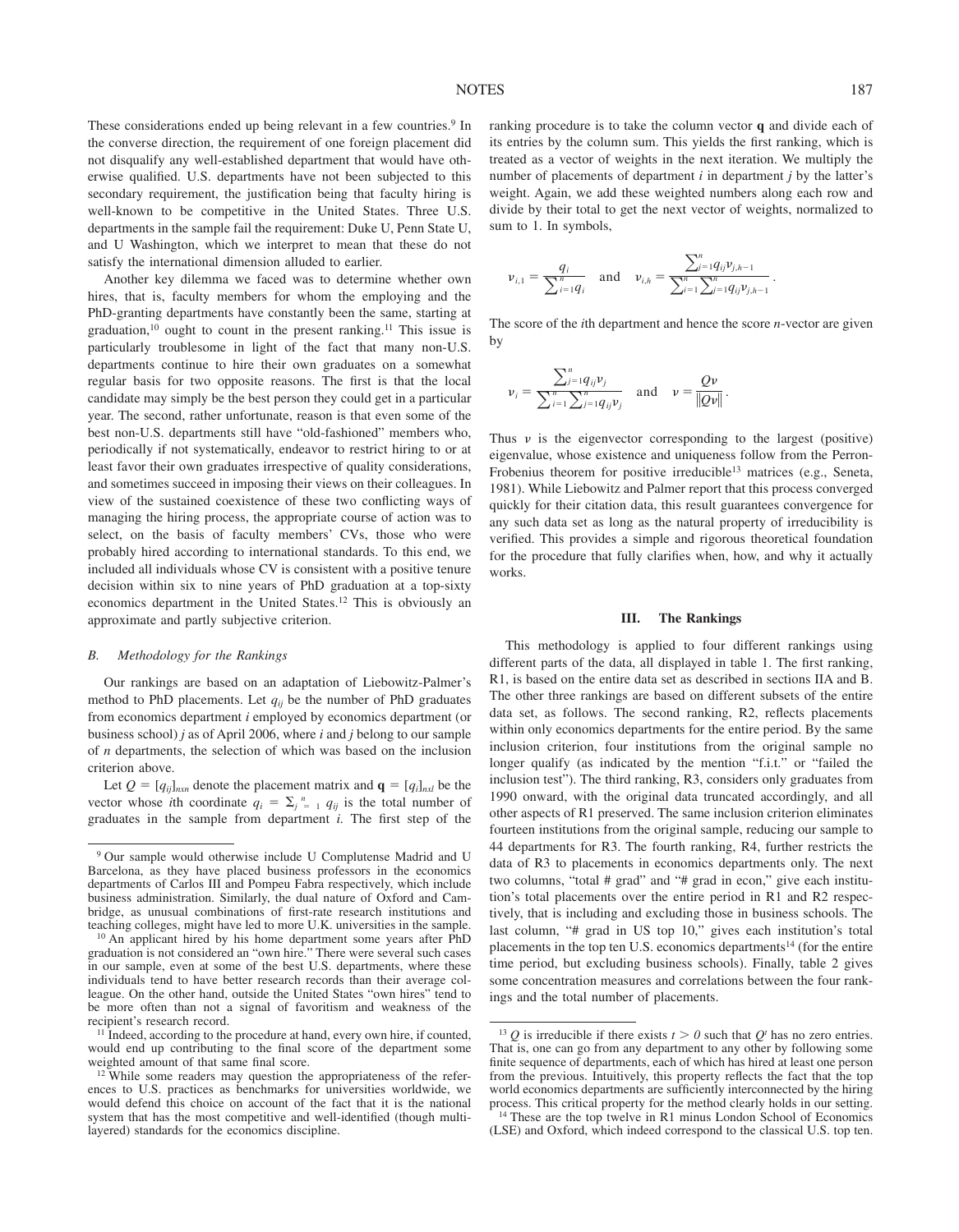These considerations ended up being relevant in a few countries.[9] In the converse direction, the requirement of one foreign placement did not disqualify any well-established department that would have otherwise qualified. U.S. departments have not been subjected to this secondary requirement, the justification being that faculty hiring is well-known to be competitive in the United States. Three U.S. departments in the sample fail the requirement: Duke U, Penn State U, and U Washington, which we interpret to mean that these do not satisfy the international dimension alluded to earlier.

Another key dilemma we faced was to determine whether own hires, that is, faculty members for whom the employing and the PhD-granting departments have constantly been the same, starting at graduation,[10] ought to count in the present ranking.[11] This issue is particularly troublesome in light of the fact that many non-U.S. departments continue to hire their own graduates on a somewhat regular basis for two opposite reasons. The first is that the local candidate may simply be the best person they could get in a particular year. The second, rather unfortunate, reason is that even some of the best non-U.S. departments still have "old-fashioned" members who, periodically if not systematically, endeavor to restrict hiring to or at least favor their own graduates irrespective of quality considerations, and sometimes succeed in imposing their views on their colleagues. In view of the sustained coexistence of these two conflicting ways of managing the hiring process, the appropriate course of action was to select, on the basis of faculty members' CVs, those who were probably hired according to international standards. To this end, we included all individuals whose CV is consistent with a positive tenure decision within six to nine years of PhD graduation at a top-sixty economics department in the United States.[12] This is obviously an approximate and partly subjective criterion.

### *B. Methodology for the Rankings*

Our rankings are based on an adaptation of Liebowitz-Palmer's method to PhD placements. Let $q_{ij}$ be the number of PhD graduates from economics department $i$ employed by economics department (or business school) $j$ as of April 2006, where $i$ and $j$ belong to our sample of $n$ departments, the selection of which was based on the inclusion criterion above.

Let $Q = [q_{ij}]_{nxn}$ denote the placement matrix and $\mathbf{q} = [q_i]_{nxl}$ be the vector whose $i$th coordinate $q_i = \Sigma_{j=1}^{n} q_{ij}$ is the total number of graduates in the sample from department $i$. The first step of the ranking procedure is to take the column vector $\mathbf{q}$ and divide each of its entries by the column sum. This yields the first ranking, which is treated as a vector of weights in the next iteration. We multiply the number of placements of department $i$ in department $j$ by the latter's weight. Again, we add these weighted numbers along each row and divide by their total to get the next vector of weights, normalized to sum to 1. In symbols,

$$\nu_{i,1} = \frac{q_i}{\sum_{i=1}^{n} q_i} \quad \text{and} \quad \nu_{i,h} = \frac{\sum_{j=1}^{n} q_{ij}\nu_{j,h-1}}{\sum_{i=1}^{n}\sum_{j=1}^{n} q_{ij}\nu_{j,h-1}}.$$

The score of the $i$th department and hence the score $n$-vector are given by

$$\nu_i = \frac{\sum_{j=1}^{n} q_{ij}\nu_j}{\sum_{i=1}^{n}\sum_{j=1}^{n} q_{ij}\nu_j} \quad \text{and} \quad \nu = \frac{Q\nu}{\|Q\nu\|}.$$

Thus $\nu$ is the eigenvector corresponding to the largest (positive) eigenvalue, whose existence and uniqueness follow from the Perron-Frobenius theorem for positive irreducible[13] matrices (e.g., Seneta, 1981). While Liebowitz and Palmer report that this process converged quickly for their citation data, this result guarantees convergence for any such data set as long as the natural property of irreducibility is verified. This provides a simple and rigorous theoretical foundation for the procedure that fully clarifies when, how, and why it actually works.

## III. The Rankings

This methodology is applied to four different rankings using different parts of the data, all displayed in table 1. The first ranking, R1, is based on the entire data set as described in sections IIA and B. The other three rankings are based on different subsets of the entire data set, as follows. The second ranking, R2, reflects placements within only economics departments for the entire period. By the same inclusion criterion, four institutions from the original sample no longer qualify (as indicated by the mention "f.i.t." or "failed the inclusion test"). The third ranking, R3, considers only graduates from 1990 onward, with the original data truncated accordingly, and all other aspects of R1 preserved. The same inclusion criterion eliminates fourteen institutions from the original sample, reducing our sample to 44 departments for R3. The fourth ranking, R4, further restricts the data of R3 to placements in economics departments only. The next two columns, "total # grad" and "# grad in econ," give each institution's total placements over the entire period in R1 and R2 respectively, that is including and excluding those in business schools. The last column, "# grad in US top 10," gives each institution's total placements in the top ten U.S. economics departments[14] (for the entire time period, but excluding business schools). Finally, table 2 gives some concentration measures and correlations between the four rankings and the total number of placements.

---

[9] Our sample would otherwise include U Complutense Madrid and U Barcelona, as they have placed business professors in the economics departments of Carlos III and Pompeu Fabra respectively, which include business administration. Similarly, the dual nature of Oxford and Cambridge, as unusual combinations of first-rate research institutions and teaching colleges, might have led to more U.K. universities in the sample.

[10] An applicant hired by his home department some years after PhD graduation is not considered an "own hire." There were several such cases in our sample, even at some of the best U.S. departments, where these individuals tend to have better research records than their average colleague. On the other hand, outside the United States "own hires" tend to be more often than not a signal of favoritism and weakness of the recipient's research record.

[11] Indeed, according to the procedure at hand, every own hire, if counted, would end up contributing to the final score of the department some weighted amount of that same final score.

[12] While some readers may question the appropriateness of the references to U.S. practices as benchmarks for universities worldwide, we would defend this choice on account of the fact that it is the national system that has the most competitive and well-identified (though multi-layered) standards for the economics discipline.

[13] $Q$ is irreducible if there exists $t > 0$ such that $Q^t$ has no zero entries. That is, one can go from any department to any other by following some finite sequence of departments, each of which has hired at least one person from the previous. Intuitively, this property reflects the fact that the top world economics departments are sufficiently interconnected by the hiring process. This critical property for the method clearly holds in our setting.

[14] These are the top twelve in R1 minus London School of Economics (LSE) and Oxford, which indeed correspond to the classical U.S. top ten.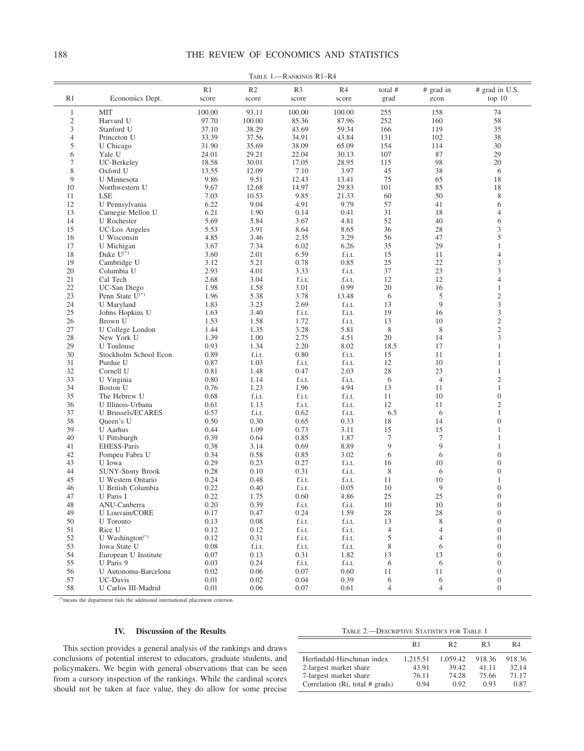Table 1.—Rankings R1–R4

| R1 | Economics Dept. | R1 score | R2 score | R3 score | R4 score | total # grad | # grad in econ | # grad in U.S. top 10 |
|---|---|---|---|---|---|---|---|---|
| 1 | MIT | 100.00 | 93.11 | 100.00 | 100.00 | 255 | 158 | 74 |
| 2 | Harvard U | 97.70 | 100.00 | 85.36 | 87.96 | 252 | 160 | 58 |
| 3 | Stanford U | 37.10 | 38.29 | 43.69 | 59.34 | 166 | 119 | 35 |
| 4 | Princeton U | 33.39 | 37.56 | 34.91 | 43.84 | 131 | 102 | 38 |
| 5 | U Chicago | 31.90 | 35.69 | 38.09 | 65.09 | 154 | 114 | 30 |
| 6 | Yale U | 24.01 | 29.21 | 22.04 | 30.13 | 107 | 87 | 29 |
| 7 | UC-Berkeley | 18.58 | 30.01 | 17.05 | 28.95 | 115 | 98 | 20 |
| 8 | Oxford U | 13.55 | 12.09 | 7.10 | 3.97 | 45 | 38 | 6 |
| 9 | U Minnesota | 9.86 | 9.51 | 12.43 | 13.41 | 75 | 65 | 18 |
| 10 | Northwestern U | 9.67 | 12.68 | 14.97 | 29.83 | 101 | 85 | 18 |
| 11 | LSE | 7.03 | 10.53 | 9.85 | 21.33 | 60 | 50 | 8 |
| 12 | U Pennsylvania | 6.22 | 9.04 | 4.91 | 9.79 | 57 | 41 | 6 |
| 13 | Carnegie Mellon U | 6.21 | 1.90 | 0.14 | 0.41 | 31 | 18 | 4 |
| 14 | U Rochester | 5.69 | 5.84 | 3.67 | 4.81 | 52 | 40 | 6 |
| 15 | UC-Los Angeles | 5.53 | 3.91 | 8.64 | 8.65 | 36 | 28 | 3 |
| 16 | U Wisconsin | 4.85 | 3.46 | 2.35 | 3.29 | 56 | 47 | 5 |
| 17 | U Michigan | 3.67 | 7.34 | 6.02 | 6.26 | 35 | 29 | 1 |
| 18 | Duke U(*) | 3.60 | 2.01 | 6.59 | f.i.t. | 15 | 11 | 4 |
| 19 | Cambridge U | 3.12 | 5.21 | 0.78 | 0.85 | 25 | 22 | 3 |
| 20 | Columbia U | 2.93 | 4.01 | 3.33 | f.i.t. | 37 | 23 | 3 |
| 21 | Cal Tech | 2.68 | 3.04 | f.i.t. | f.i.t. | 12 | 12 | 4 |
| 22 | UC-San Diego | 1.98 | 1.58 | 3.01 | 0.99 | 20 | 16 | 1 |
| 23 | Penn State U(*) | 1.96 | 5.38 | 3.78 | 13.48 | 6 | 5 | 2 |
| 24 | U Maryland | 1.83 | 3.23 | 2.69 | f.i.t. | 13 | 9 | 3 |
| 25 | Johns Hopkins U | 1.63 | 3.40 | f.i.t. | f.i.t. | 19 | 16 | 3 |
| 26 | Brown U | 1.53 | 1.58 | 1.72 | f.i.t. | 13 | 10 | 2 |
| 27 | U College London | 1.44 | 1.35 | 3.28 | 5.81 | 8 | 8 | 2 |
| 28 | New York U | 1.39 | 1.00 | 2.75 | 4.51 | 20 | 14 | 3 |
| 29 | U Toulouse | 0.93 | 1.34 | 2.20 | 8.02 | 18.5 | 17 | 1 |
| 30 | Stockholm School Econ | 0.89 | f.i.t. | 0.80 | f.i.t. | 15 | 11 | 1 |
| 31 | Purdue U | 0.87 | 1.03 | f.i.t. | f.i.t. | 12 | 10 | 1 |
| 32 | Cornell U | 0.81 | 1.48 | 0.47 | 2.03 | 28 | 23 | 1 |
| 33 | U Virginia | 0.80 | 1.14 | f.i.t. | f.i.t. | 6 | 4 | 2 |
| 34 | Boston U | 0.76 | 1.23 | 1.96 | 4.94 | 13 | 11 | 1 |
| 35 | The Hebrew U | 0.68 | f.i.t. | f.i.t. | f.i.t. | 11 | 10 | 0 |
| 36 | U Illinois-Urbana | 0.61 | 1.13 | f.i.t. | f.i.t. | 12 | 11 | 2 |
| 37 | U Brussels/ECARES | 0.57 | f.i.t. | 0.62 | f.i.t. | 6.5 | 6 | 1 |
| 38 | Queen's U | 0.50 | 0.30 | 0.65 | 0.33 | 18 | 14 | 0 |
| 39 | U Aarhus | 0.44 | 1.09 | 0.73 | 3.11 | 15 | 15 | 1 |
| 40 | U Pittsburgh | 0.39 | 0.64 | 0.85 | 1.87 | 7 | 7 | 1 |
| 41 | EHESS-Paris | 0.38 | 3.14 | 0.69 | 8.89 | 9 | 9 | 1 |
| 42 | Pompeu Fabra U | 0.34 | 0.58 | 0.85 | 3.02 | 6 | 6 | 0 |
| 43 | U Iowa | 0.29 | 0.23 | 0.27 | f.i.t. | 16 | 10 | 0 |
| 44 | SUNY-Stony Brook | 0.28 | 0.10 | 0.31 | f.i.t. | 8 | 6 | 0 |
| 45 | U Western Ontario | 0.24 | 0.48 | f.i.t. | f.i.t. | 11 | 10 | 1 |
| 46 | U British Columbia | 0.22 | 0.40 | f.i.t. | 0.05 | 10 | 9 | 0 |
| 47 | U Paris I | 0.22 | 1.75 | 0.60 | 4.86 | 25 | 25 | 0 |
| 48 | ANU-Canberra | 0.20 | 0.39 | f.i.t. | f.i.t. | 10 | 10 | 0 |
| 49 | U Louvain/CORE | 0.17 | 0.47 | 0.24 | 1.59 | 28 | 28 | 0 |
| 50 | U Toronto | 0.13 | 0.08 | f.i.t. | f.i.t. | 13 | 8 | 0 |
| 51 | Rice U | 0.12 | 0.12 | f.i.t. | f.i.t. | 4 | 4 | 0 |
| 52 | U Washington(*) | 0.12 | 0.31 | f.i.t. | f.i.t. | 5 | 4 | 0 |
| 53 | Iowa State U | 0.08 | f.i.t. | f.i.t. | f.i.t. | 8 | 6 | 0 |
| 54 | European U Institute | 0.07 | 0.13 | 0.31 | 1.82 | 13 | 13 | 0 |
| 55 | U Paris 9 | 0.03 | 0.24 | f.i.t. | f.i.t. | 6 | 6 | 0 |
| 56 | U Autonoma-Barcelona | 0.02 | 0.06 | 0.07 | 0.60 | 11 | 11 | 0 |
| 57 | UC-Davis | 0.01 | 0.02 | 0.04 | 0.39 | 6 | 6 | 0 |
| 58 | U Carlos III-Madrid | 0.01 | 0.06 | 0.07 | 0.61 | 4 | 4 | 0 |

(*) means the department fails the additional international placement criterion.

## IV. Discussion of the Results

This section provides a general analysis of the rankings and draws conclusions of potential interest to educators, graduate students, and policymakers. We begin with general observations that can be seen from a cursory inspection of the rankings. While the cardinal scores should not be taken at face value, they do allow for some precise

Table 2.—Descriptive Statistics for Table 1

| | R1 | R2 | R3 | R4 |
|---|---|---|---|---|
| Herfindahl-Hirschman index | 1,215.51 | 1,059.42 | 918.36 | 918.36 |
| 2-largest market share | 43.91 | 39.42 | 41.11 | 32.14 |
| 7-largest market share | 76.11 | 74.28 | 75.66 | 71.17 |
| Correlation (Ri, total # grads) | 0.94 | 0.92 | 0.93 | 0.87 |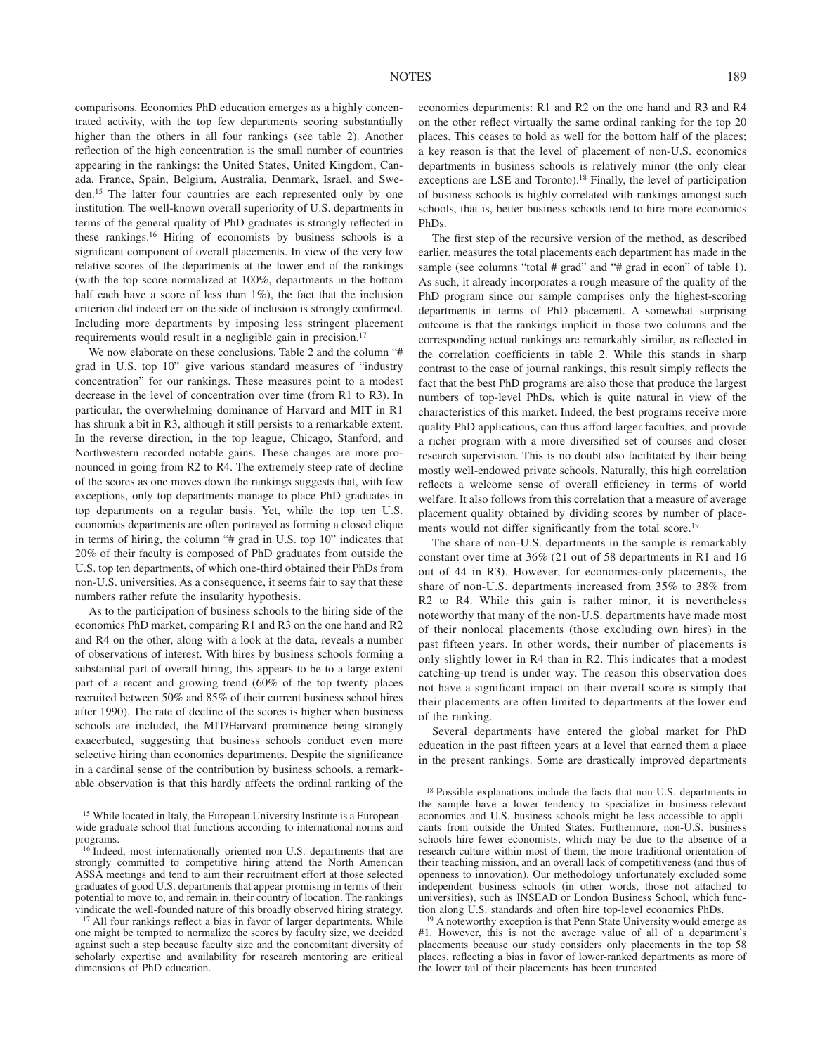comparisons. Economics PhD education emerges as a highly concentrated activity, with the top few departments scoring substantially higher than the others in all four rankings (see table 2). Another reflection of the high concentration is the small number of countries appearing in the rankings: the United States, United Kingdom, Canada, France, Spain, Belgium, Australia, Denmark, Israel, and Sweden.[15] The latter four countries are each represented only by one institution. The well-known overall superiority of U.S. departments in terms of the general quality of PhD graduates is strongly reflected in these rankings.[16] Hiring of economists by business schools is a significant component of overall placements. In view of the very low relative scores of the departments at the lower end of the rankings (with the top score normalized at 100%, departments in the bottom half each have a score of less than 1%), the fact that the inclusion criterion did indeed err on the side of inclusion is strongly confirmed. Including more departments by imposing less stringent placement requirements would result in a negligible gain in precision.[17]

We now elaborate on these conclusions. Table 2 and the column "# grad in U.S. top 10" give various standard measures of "industry concentration" for our rankings. These measures point to a modest decrease in the level of concentration over time (from R1 to R3). In particular, the overwhelming dominance of Harvard and MIT in R1 has shrunk a bit in R3, although it still persists to a remarkable extent. In the reverse direction, in the top league, Chicago, Stanford, and Northwestern recorded notable gains. These changes are more pronounced in going from R2 to R4. The extremely steep rate of decline of the scores as one moves down the rankings suggests that, with few exceptions, only top departments manage to place PhD graduates in top departments on a regular basis. Yet, while the top ten U.S. economics departments are often portrayed as forming a closed clique in terms of hiring, the column "# grad in U.S. top 10" indicates that 20% of their faculty is composed of PhD graduates from outside the U.S. top ten departments, of which one-third obtained their PhDs from non-U.S. universities. As a consequence, it seems fair to say that these numbers rather refute the insularity hypothesis.

As to the participation of business schools to the hiring side of the economics PhD market, comparing R1 and R3 on the one hand and R2 and R4 on the other, along with a look at the data, reveals a number of observations of interest. With hires by business schools forming a substantial part of overall hiring, this appears to be to a large extent part of a recent and growing trend (60% of the top twenty places recruited between 50% and 85% of their current business school hires after 1990). The rate of decline of the scores is higher when business schools are included, the MIT/Harvard prominence being strongly exacerbated, suggesting that business schools conduct even more selective hiring than economics departments. Despite the significance in a cardinal sense of the contribution by business schools, a remarkable observation is that this hardly affects the ordinal ranking of the economics departments: R1 and R2 on the one hand and R3 and R4 on the other reflect virtually the same ordinal ranking for the top 20 places. This ceases to hold as well for the bottom half of the places; a key reason is that the level of placement of non-U.S. economics departments in business schools is relatively minor (the only clear exceptions are LSE and Toronto).[18] Finally, the level of participation of business schools is highly correlated with rankings amongst such schools, that is, better business schools tend to hire more economics PhDs.

The first step of the recursive version of the method, as described earlier, measures the total placements each department has made in the sample (see columns "total # grad" and "# grad in econ" of table 1). As such, it already incorporates a rough measure of the quality of the PhD program since our sample comprises only the highest-scoring departments in terms of PhD placement. A somewhat surprising outcome is that the rankings implicit in those two columns and the corresponding actual rankings are remarkably similar, as reflected in the correlation coefficients in table 2. While this stands in sharp contrast to the case of journal rankings, this result simply reflects the fact that the best PhD programs are also those that produce the largest numbers of top-level PhDs, which is quite natural in view of the characteristics of this market. Indeed, the best programs receive more quality PhD applications, can thus afford larger faculties, and provide a richer program with a more diversified set of courses and closer research supervision. This is no doubt also facilitated by their being mostly well-endowed private schools. Naturally, this high correlation reflects a welcome sense of overall efficiency in terms of world welfare. It also follows from this correlation that a measure of average placement quality obtained by dividing scores by number of placements would not differ significantly from the total score.[19]

The share of non-U.S. departments in the sample is remarkably constant over time at 36% (21 out of 58 departments in R1 and 16 out of 44 in R3). However, for economics-only placements, the share of non-U.S. departments increased from 35% to 38% from R2 to R4. While this gain is rather minor, it is nevertheless noteworthy that many of the non-U.S. departments have made most of their nonlocal placements (those excluding own hires) in the past fifteen years. In other words, their number of placements is only slightly lower in R4 than in R2. This indicates that a modest catching-up trend is under way. The reason this observation does not have a significant impact on their overall score is simply that their placements are often limited to departments at the lower end of the ranking.

Several departments have entered the global market for PhD education in the past fifteen years at a level that earned them a place in the present rankings. Some are drastically improved departments

---

[15] While located in Italy, the European University Institute is a European-wide graduate school that functions according to international norms and programs.

[16] Indeed, most internationally oriented non-U.S. departments that are strongly committed to competitive hiring attend the North American ASSA meetings and tend to aim their recruitment effort at those selected graduates of good U.S. departments that appear promising in terms of their potential to move to, and remain in, their country of location. The rankings vindicate the well-founded nature of this broadly observed hiring strategy.

[17] All four rankings reflect a bias in favor of larger departments. While one might be tempted to normalize the scores by faculty size, we decided against such a step because faculty size and the concomitant diversity of scholarly expertise and availability for research mentoring are critical dimensions of PhD education.

[18] Possible explanations include the facts that non-U.S. departments in the sample have a lower tendency to specialize in business-relevant economics and U.S. business schools might be less accessible to applicants from outside the United States. Furthermore, non-U.S. business schools hire fewer economists, which may be due to the absence of a research culture within most of them, the more traditional orientation of their teaching mission, and an overall lack of competitiveness (and thus of openness to innovation). Our methodology unfortunately excluded some independent business schools (in other words, those not attached to universities), such as INSEAD or London Business School, which function along U.S. standards and often hire top-level economics PhDs.

[19] A noteworthy exception is that Penn State University would emerge as #1. However, this is not the average value of all of a department's placements because our study considers only placements in the top 58 places, reflecting a bias in favor of lower-ranked departments as more of the lower tail of their placements has been truncated.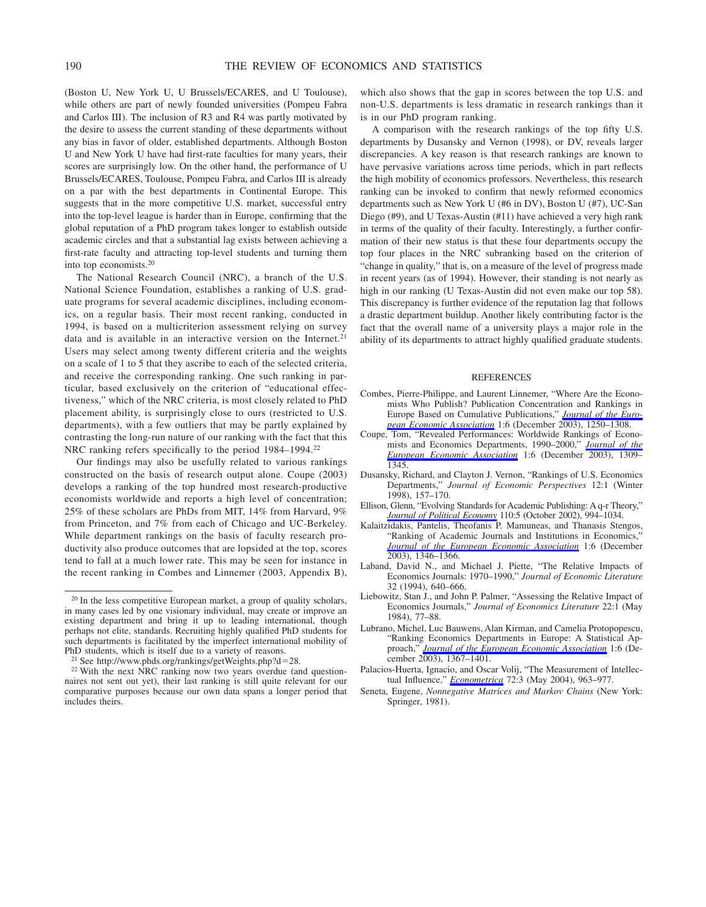(Boston U, New York U, U Brussels/ECARES, and U Toulouse), while others are part of newly founded universities (Pompeu Fabra and Carlos III). The inclusion of R3 and R4 was partly motivated by the desire to assess the current standing of these departments without any bias in favor of older, established departments. Although Boston U and New York U have had first-rate faculties for many years, their scores are surprisingly low. On the other hand, the performance of U Brussels/ECARES, Toulouse, Pompeu Fabra, and Carlos III is already on a par with the best departments in Continental Europe. This suggests that in the more competitive U.S. market, successful entry into the top-level league is harder than in Europe, confirming that the global reputation of a PhD program takes longer to establish outside academic circles and that a substantial lag exists between achieving a first-rate faculty and attracting top-level students and turning them into top economists.[20]

The National Research Council (NRC), a branch of the U.S. National Science Foundation, establishes a ranking of U.S. graduate programs for several academic disciplines, including economics, on a regular basis. Their most recent ranking, conducted in 1994, is based on a multicriterion assessment relying on survey data and is available in an interactive version on the Internet.[21] Users may select among twenty different criteria and the weights on a scale of 1 to 5 that they ascribe to each of the selected criteria, and receive the corresponding ranking. One such ranking in particular, based exclusively on the criterion of "educational effectiveness," which of the NRC criteria, is most closely related to PhD placement ability, is surprisingly close to ours (restricted to U.S. departments), with a few outliers that may be partly explained by contrasting the long-run nature of our ranking with the fact that this NRC ranking refers specifically to the period 1984–1994.[22]

Our findings may also be usefully related to various rankings constructed on the basis of research output alone. Coupe (2003) develops a ranking of the top hundred most research-productive economists worldwide and reports a high level of concentration; 25% of these scholars are PhDs from MIT, 14% from Harvard, 9% from Princeton, and 7% from each of Chicago and UC-Berkeley. While department rankings on the basis of faculty research productivity also produce outcomes that are lopsided at the top, scores tend to fall at a much lower rate. This may be seen for instance in the recent ranking in Combes and Linnemer (2003, Appendix B), which also shows that the gap in scores between the top U.S. and non-U.S. departments is less dramatic in research rankings than it is in our PhD program ranking.

A comparison with the research rankings of the top fifty U.S. departments by Dusansky and Vernon (1998), or DV, reveals larger discrepancies. A key reason is that research rankings are known to have pervasive variations across time periods, which in part reflects the high mobility of economics professors. Nevertheless, this research ranking can be invoked to confirm that newly reformed economics departments such as New York U (#6 in DV), Boston U (#7), UC-San Diego (#9), and U Texas-Austin (#11) have achieved a very high rank in terms of the quality of their faculty. Interestingly, a further confirmation of their new status is that these four departments occupy the top four places in the NRC subranking based on the criterion of "change in quality," that is, on a measure of the level of progress made in recent years (as of 1994). However, their standing is not nearly as high in our ranking (U Texas-Austin did not even make our top 58). This discrepancy is further evidence of the reputation lag that follows a drastic department buildup. Another likely contributing factor is the fact that the overall name of a university plays a major role in the ability of its departments to attract highly qualified graduate students.

[20] In the less competitive European market, a group of quality scholars, in many cases led by one visionary individual, may create or improve an existing department and bring it up to leading international, though perhaps not elite, standards. Recruiting highly qualified PhD students for such departments is facilitated by the imperfect international mobility of PhD students, which is itself due to a variety of reasons.

[21] See http://www.phds.org/rankings/getWeights.php?d=28.

[22] With the next NRC ranking now two years overdue (and questionnaires not sent out yet), their last ranking is still quite relevant for our comparative purposes because our own data spans a longer period that includes theirs.

## REFERENCES

Combes, Pierre-Philippe, and Laurent Linnemer, "Where Are the Economists Who Publish? Publication Concentration and Rankings in Europe Based on Cumulative Publications," *Journal of the European Economic Association* 1:6 (December 2003), 1250–1308.

Coupe, Tom, "Revealed Performances: Worldwide Rankings of Economists and Economics Departments, 1990–2000," *Journal of the European Economic Association* 1:6 (December 2003), 1309–1345.

Dusansky, Richard, and Clayton J. Vernon, "Rankings of U.S. Economics Departments," *Journal of Economic Perspectives* 12:1 (Winter 1998), 157–170.

Ellison, Glenn, "Evolving Standards for Academic Publishing: A q-r Theory," *Journal of Political Economy* 110:5 (October 2002), 994–1034.

Kalaitzidakis, Pantelis, Theofanis P. Mamuneas, and Thanasis Stengos, "Ranking of Academic Journals and Institutions in Economics," *Journal of the European Economic Association* 1:6 (December 2003), 1346–1366.

Laband, David N., and Michael J. Piette, "The Relative Impacts of Economics Journals: 1970–1990," *Journal of Economic Literature* 32 (1994), 640–666.

Liebowitz, Stan J., and John P. Palmer, "Assessing the Relative Impact of Economics Journals," *Journal of Economics Literature* 22:1 (May 1984), 77–88.

Lubrano, Michel, Luc Bauwens, Alan Kirman, and Camelia Protopopescu, "Ranking Economics Departments in Europe: A Statistical Approach," *Journal of the European Economic Association* 1:6 (December 2003), 1367–1401.

Palacios-Huerta, Ignacio, and Oscar Volij, "The Measurement of Intellectual Influence," *Econometrica* 72:3 (May 2004), 963–977.

Seneta, Eugene, *Nonnegative Matrices and Markov Chains* (New York: Springer, 1981).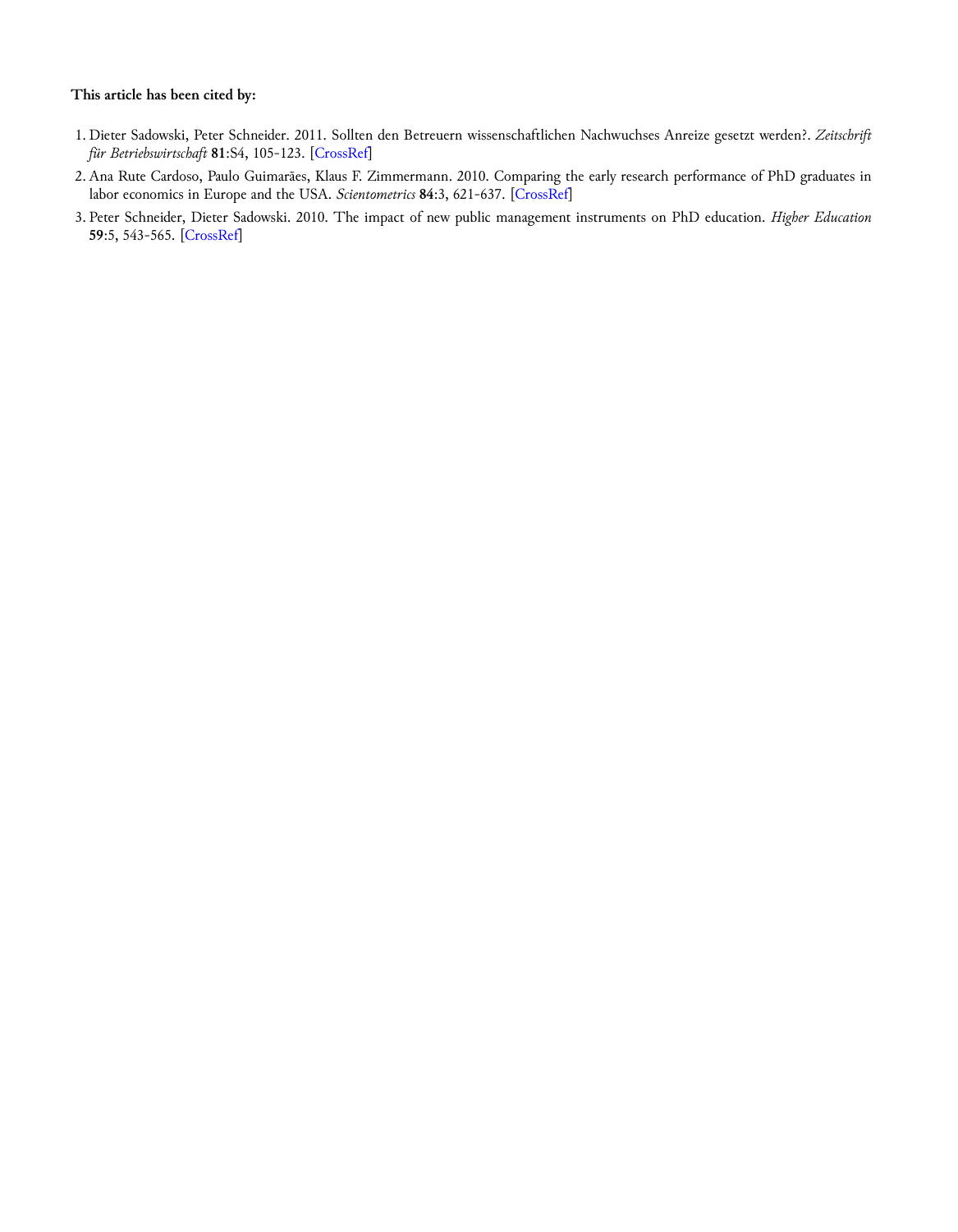**This article has been cited by:**

1. Dieter Sadowski, Peter Schneider. 2011. Sollten den Betreuern wissenschaftlichen Nachwuchses Anreize gesetzt werden?. *Zeitschrift für Betriebswirtschaft* **81**:S4, 105-123. [CrossRef]
2. Ana Rute Cardoso, Paulo Guimarães, Klaus F. Zimmermann. 2010. Comparing the early research performance of PhD graduates in labor economics in Europe and the USA. *Scientometrics* **84**:3, 621-637. [CrossRef]
3. Peter Schneider, Dieter Sadowski. 2010. The impact of new public management instruments on PhD education. *Higher Education* **59**:5, 543-565. [CrossRef]